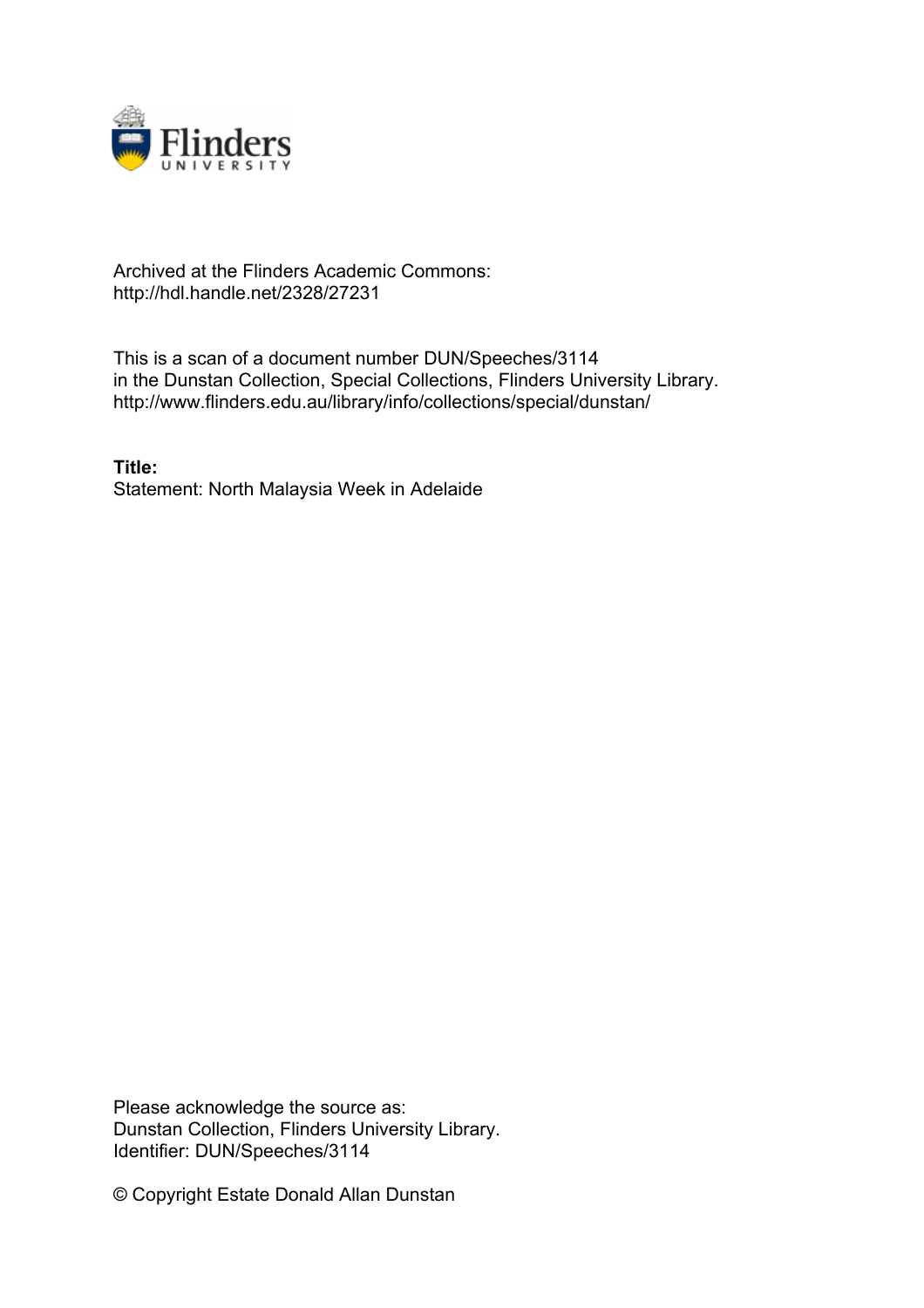Archived at the Flinders Academic Commons:
http://hdl.handle.net/2328/27231

This is a scan of a document number DUN/Speeches/3114
in the Dunstan Collection, Special Collections, Flinders University Library.
http://www.flinders.edu.au/library/info/collections/special/dunstan/

**Title:**
Statement: North Malaysia Week in Adelaide

Please acknowledge the source as:
Dunstan Collection, Flinders University Library.
Identifier: DUN/Speeches/3114

© Copyright Estate Donald Allan Dunstan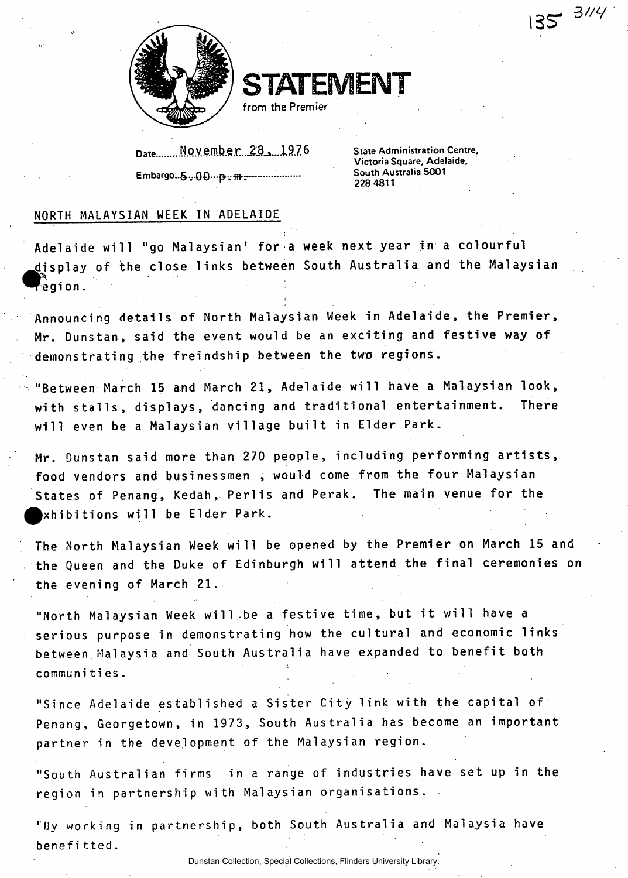135 3/14

# STATEMENT

from the Premier

Date November 28, 1976

Embargo 5.00 p.m.

State Administration Centre,
Victoria Square, Adelaide,
South Australia 5001
228 4811

## NORTH MALAYSIAN WEEK IN ADELAIDE

Adelaide will "go Malaysian" for a week next year in a colourful display of the close links between South Australia and the Malaysian region.

Announcing details of North Malaysian Week in Adelaide, the Premier, Mr. Dunstan, said the event would be an exciting and festive way of demonstrating the freindship between the two regions.

"Between March 15 and March 21, Adelaide will have a Malaysian look, with stalls, displays, dancing and traditional entertainment. There will even be a Malaysian village built in Elder Park.

Mr. Dunstan said more than 270 people, including performing artists, food vendors and businessmen , would come from the four Malaysian States of Penang, Kedah, Perlis and Perak. The main venue for the exhibitions will be Elder Park.

The North Malaysian Week will be opened by the Premier on March 15 and the Queen and the Duke of Edinburgh will attend the final ceremonies on the evening of March 21.

"North Malaysian Week will be a festive time, but it will have a serious purpose in demonstrating how the cultural and economic links between Malaysia and South Australia have expanded to benefit both communities.

"Since Adelaide established a Sister City link with the capital of Penang, Georgetown, in 1973, South Australia has become an important partner in the development of the Malaysian region.

"South Australian firms in a range of industries have set up in the region in partnership with Malaysian organisations.

"By working in partnership, both South Australia and Malaysia have benefitted.

Dunstan Collection, Special Collections, Flinders University Library.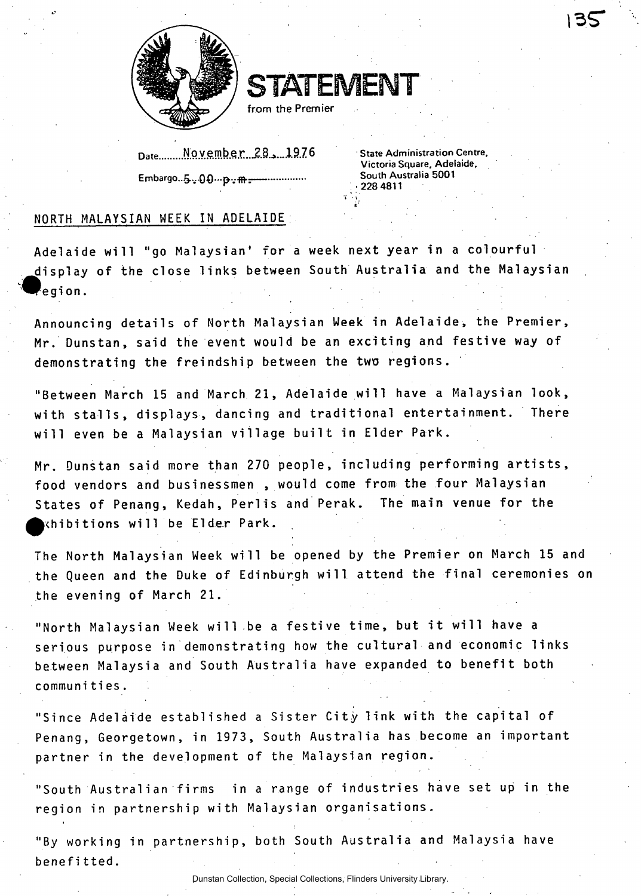# STATEMENT

from the Premier

Date: November 28, 1976

Embargo: 5.00 p.m.

State Administration Centre,
Victoria Square, Adelaide,
South Australia 5001
228 4811

## NORTH MALAYSIAN WEEK IN ADELAIDE

Adelaide will "go Malaysian' for a week next year in a colourful display of the close links between South Australia and the Malaysian region.

Announcing details of North Malaysian Week in Adelaide, the Premier, Mr. Dunstan, said the event would be an exciting and festive way of demonstrating the freindship between the two regions.

"Between March 15 and March 21, Adelaide will have a Malaysian look, with stalls, displays, dancing and traditional entertainment. There will even be a Malaysian village built in Elder Park.

Mr. Dunstan said more than 270 people, including performing artists, food vendors and businessmen , would come from the four Malaysian States of Penang, Kedah, Perlis and Perak. The main venue for the exhibitions will be Elder Park.

The North Malaysian Week will be opened by the Premier on March 15 and the Queen and the Duke of Edinburgh will attend the final ceremonies on the evening of March 21.

"North Malaysian Week will be a festive time, but it will have a serious purpose in demonstrating how the cultural and economic links between Malaysia and South Australia have expanded to benefit both communities.

"Since Adelaide established a Sister City link with the capital of Penang, Georgetown, in 1973, South Australia has become an important partner in the development of the Malaysian region.

"South Australian firms in a range of industries have set up in the region in partnership with Malaysian organisations.

"By working in partnership, both South Australia and Malaysia have benefitted.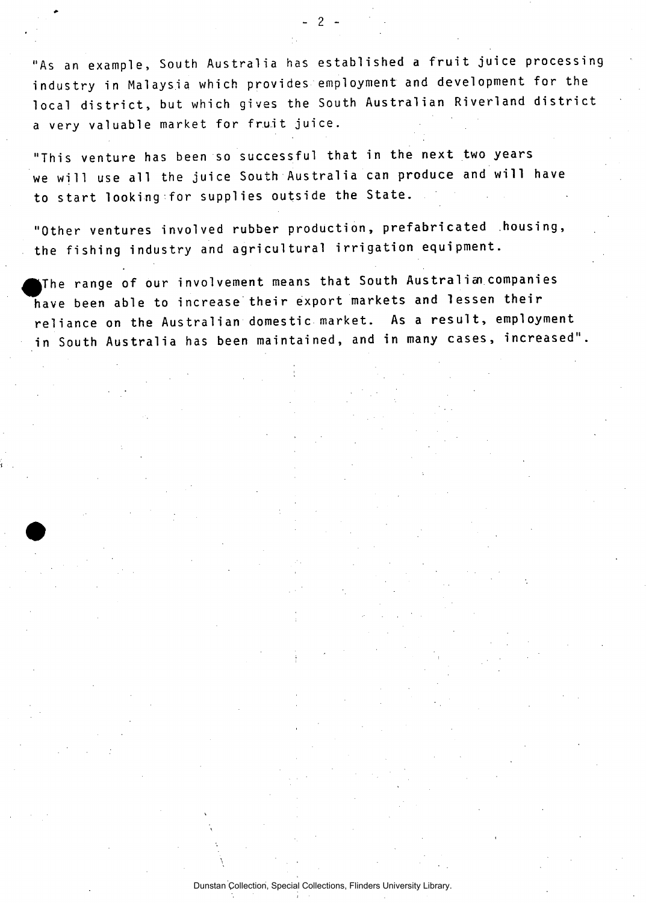"As an example, South Australia has established a fruit juice processing industry in Malaysia which provides employment and development for the local district, but which gives the South Australian Riverland district a very valuable market for fruit juice.

"This venture has been so successful that in the next two years we will use all the juice South Australia can produce and will have to start looking for supplies outside the State.

"Other ventures involved rubber production, prefabricated housing, the fishing industry and agricultural irrigation equipment.

"The range of our involvement means that South Australian companies have been able to increase their export markets and lessen their reliance on the Australian domestic market. As a result, employment in South Australia has been maintained, and in many cases, increased".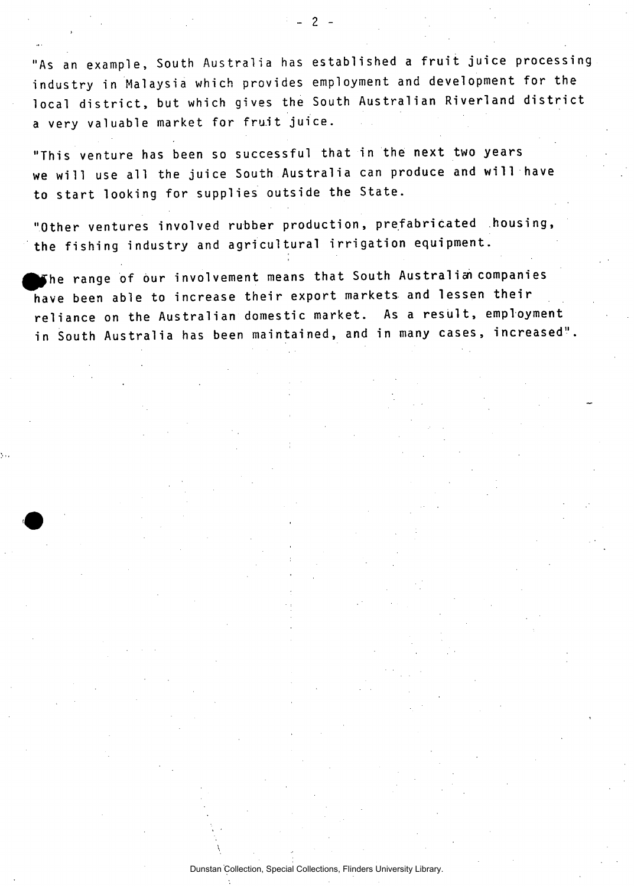"As an example, South Australia has established a fruit juice processing industry in Malaysia which provides employment and development for the local district, but which gives the South Australian Riverland district a very valuable market for fruit juice.

"This venture has been so successful that in the next two years we will use all the juice South Australia can produce and will have to start looking for supplies outside the State.

"Other ventures involved rubber production, prefabricated housing, the fishing industry and agricultural irrigation equipment.

"The range of our involvement means that South Australian companies have been able to increase their export markets and lessen their reliance on the Australian domestic market. As a result, employment in South Australia has been maintained, and in many cases, increased".

Dunstan Collection, Special Collections, Flinders University Library.